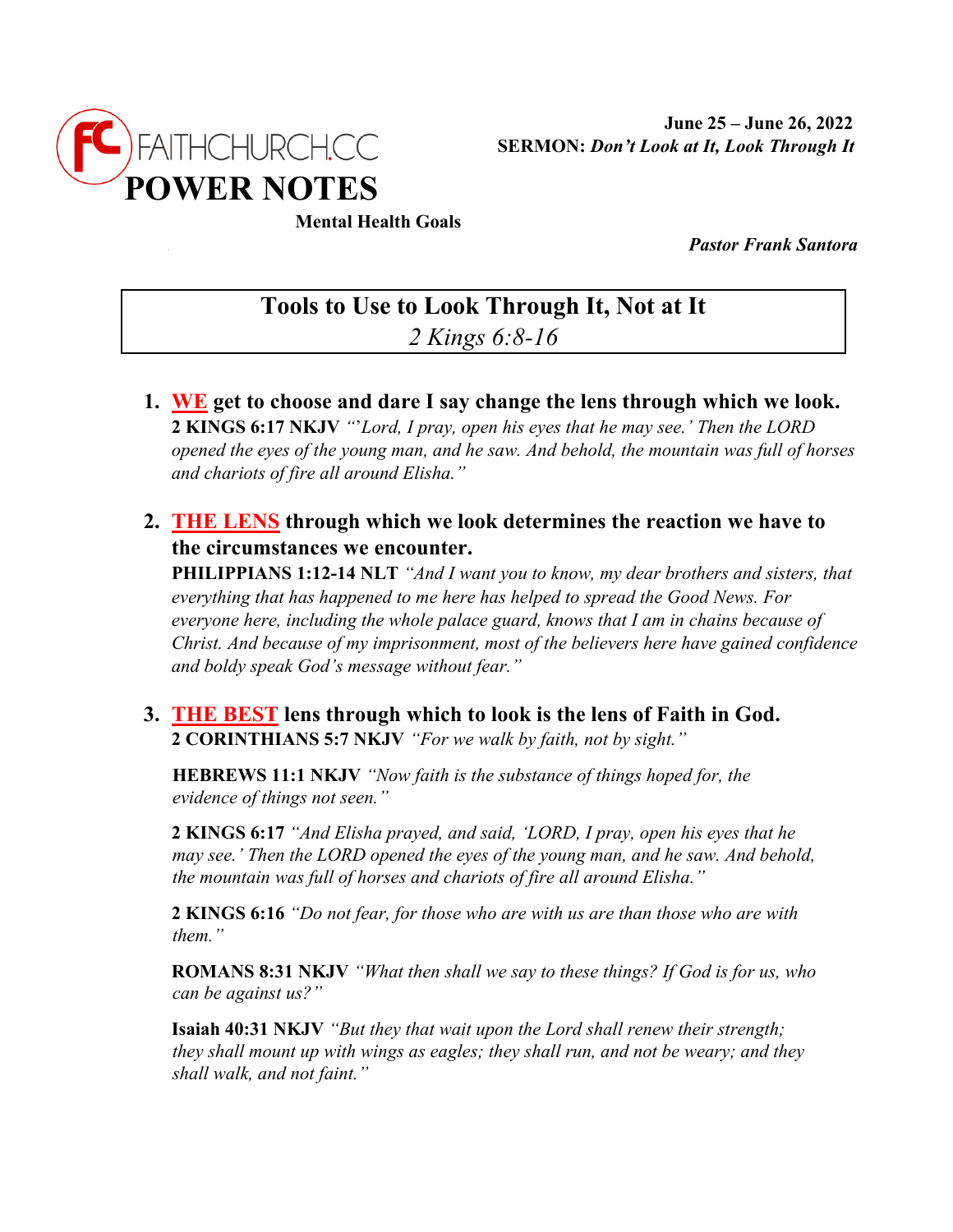FAITHCHURCH.CC

# POWER NOTES

**Mental Health Goals**

**June 25 – June 26, 2022**
**SERMON:** ***Don't Look at It, Look Through It***

***Pastor Frank Santora***

## Tools to Use to Look Through It, Not at It

*2 Kings 6:8-16*

1. **WE get to choose and dare I say change the lens through which we look.**
   **2 KINGS 6:17 NKJV** *"'Lord, I pray, open his eyes that he may see.' Then the LORD opened the eyes of the young man, and he saw. And behold, the mountain was full of horses and chariots of fire all around Elisha."*

2. **THE LENS through which we look determines the reaction we have to the circumstances we encounter.**
   **PHILIPPIANS 1:12-14 NLT** *"And I want you to know, my dear brothers and sisters, that everything that has happened to me here has helped to spread the Good News. For everyone here, including the whole palace guard, knows that I am in chains because of Christ. And because of my imprisonment, most of the believers here have gained confidence and boldy speak God's message without fear."*

3. **THE BEST lens through which to look is the lens of Faith in God.**
   **2 CORINTHIANS 5:7 NKJV** *"For we walk by faith, not by sight."*

   **HEBREWS 11:1 NKJV** *"Now faith is the substance of things hoped for, the evidence of things not seen."*

   **2 KINGS 6:17** *"And Elisha prayed, and said, 'LORD, I pray, open his eyes that he may see.' Then the LORD opened the eyes of the young man, and he saw. And behold, the mountain was full of horses and chariots of fire all around Elisha."*

   **2 KINGS 6:16** *"Do not fear, for those who are with us are than those who are with them."*

   **ROMANS 8:31 NKJV** *"What then shall we say to these things? If God is for us, who can be against us?"*

   **Isaiah 40:31 NKJV** *"But they that wait upon the Lord shall renew their strength; they shall mount up with wings as eagles; they shall run, and not be weary; and they shall walk, and not faint."*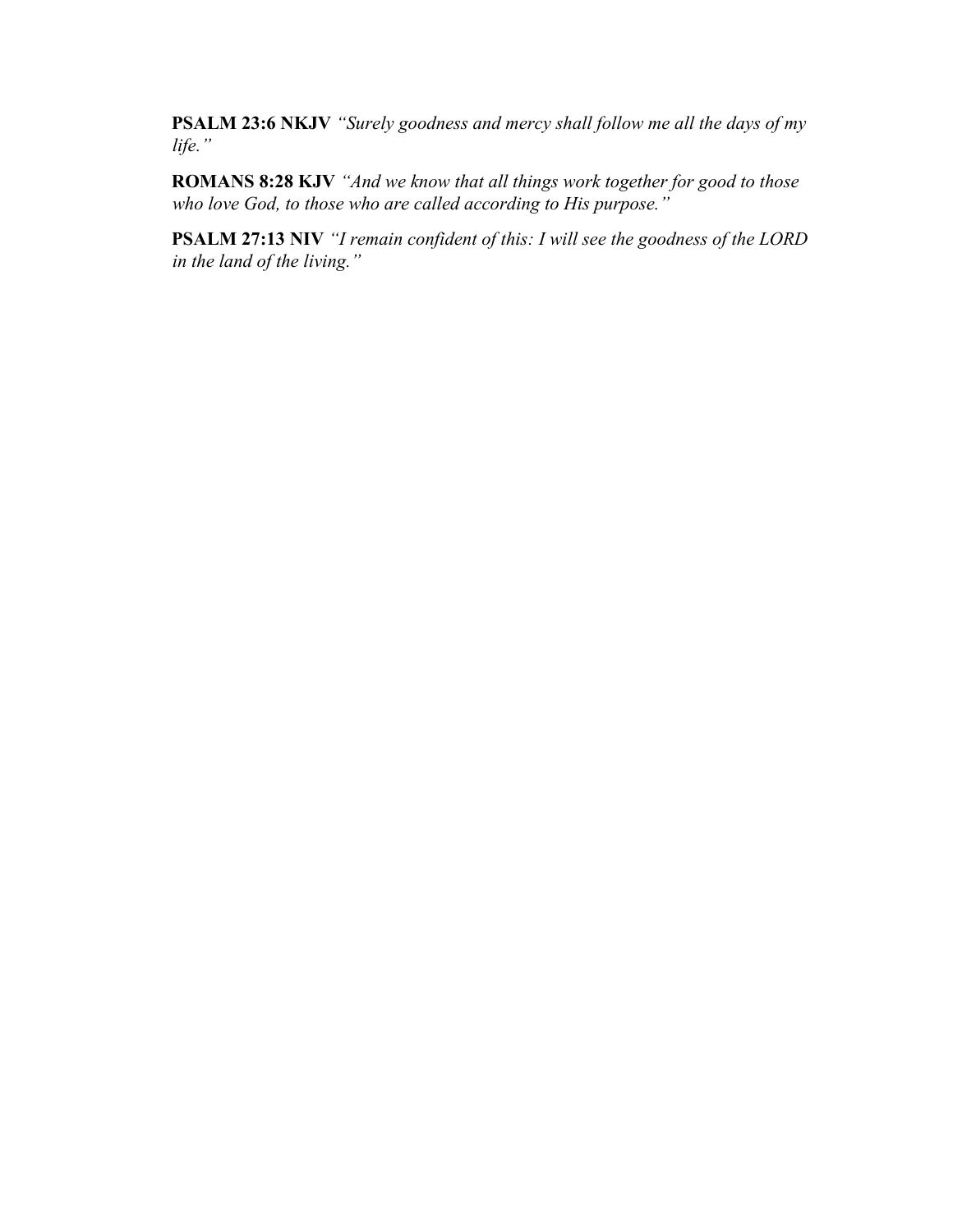**PSALM 23:6 NKJV** *"Surely goodness and mercy shall follow me all the days of my life."*

**ROMANS 8:28 KJV** *"And we know that all things work together for good to those who love God, to those who are called according to His purpose."*

**PSALM 27:13 NIV** *"I remain confident of this: I will see the goodness of the LORD in the land of the living."*